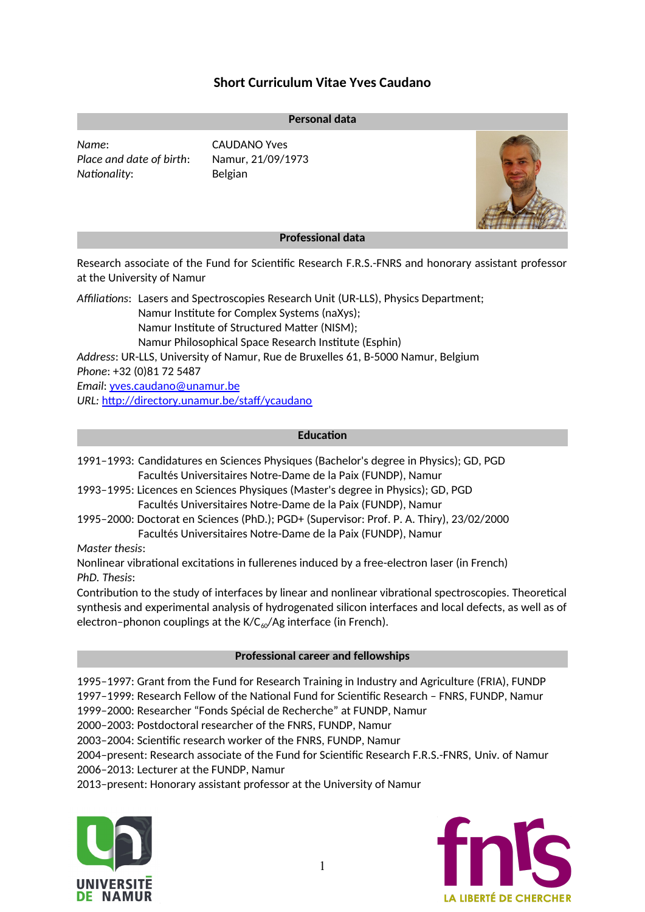# Short Curriculum Vitae Yves Caudano

## Personal data

*Name*: CAUDANO Yves
*Place and date of birth*: Namur, 21/09/1973
*Nationality*: Belgian

## Professional data

Research associate of the Fund for Scientific Research F.R.S.-FNRS and honorary assistant professor at the University of Namur

*Affiliations*: Lasers and Spectroscopies Research Unit (UR-LLS), Physics Department;
Namur Institute for Complex Systems (naXys);
Namur Institute of Structured Matter (NISM);
Namur Philosophical Space Research Institute (Esphin)

*Address*: UR-LLS, University of Namur, Rue de Bruxelles 61, B-5000 Namur, Belgium
*Phone*: +32 (0)81 72 5487
*Email*: yves.caudano@unamur.be
*URL*: http://directory.unamur.be/staff/ycaudano

## Education

1991–1993: Candidatures en Sciences Physiques (Bachelor's degree in Physics); GD, PGD
Facultés Universitaires Notre-Dame de la Paix (FUNDP), Namur
1993–1995: Licences en Sciences Physiques (Master's degree in Physics); GD, PGD
Facultés Universitaires Notre-Dame de la Paix (FUNDP), Namur
1995–2000: Doctorat en Sciences (PhD.); PGD+ (Supervisor: Prof. P. A. Thiry), 23/02/2000
Facultés Universitaires Notre-Dame de la Paix (FUNDP), Namur

*Master thesis*:
Nonlinear vibrational excitations in fullerenes induced by a free-electron laser (in French)
*PhD. Thesis*:
Contribution to the study of interfaces by linear and nonlinear vibrational spectroscopies. Theoretical synthesis and experimental analysis of hydrogenated silicon interfaces and local defects, as well as of electron–phonon couplings at the K/$C_{60}$/Ag interface (in French).

## Professional career and fellowships

1995–1997: Grant from the Fund for Research Training in Industry and Agriculture (FRIA), FUNDP
1997–1999: Research Fellow of the National Fund for Scientific Research – FNRS, FUNDP, Namur
1999–2000: Researcher "Fonds Spécial de Recherche" at FUNDP, Namur
2000–2003: Postdoctoral researcher of the FNRS, FUNDP, Namur
2003–2004: Scientific research worker of the FNRS, FUNDP, Namur
2004–present: Research associate of the Fund for Scientific Research F.R.S.-FNRS, Univ. of Namur
2006–2013: Lecturer at the FUNDP, Namur
2013–present: Honorary assistant professor at the University of Namur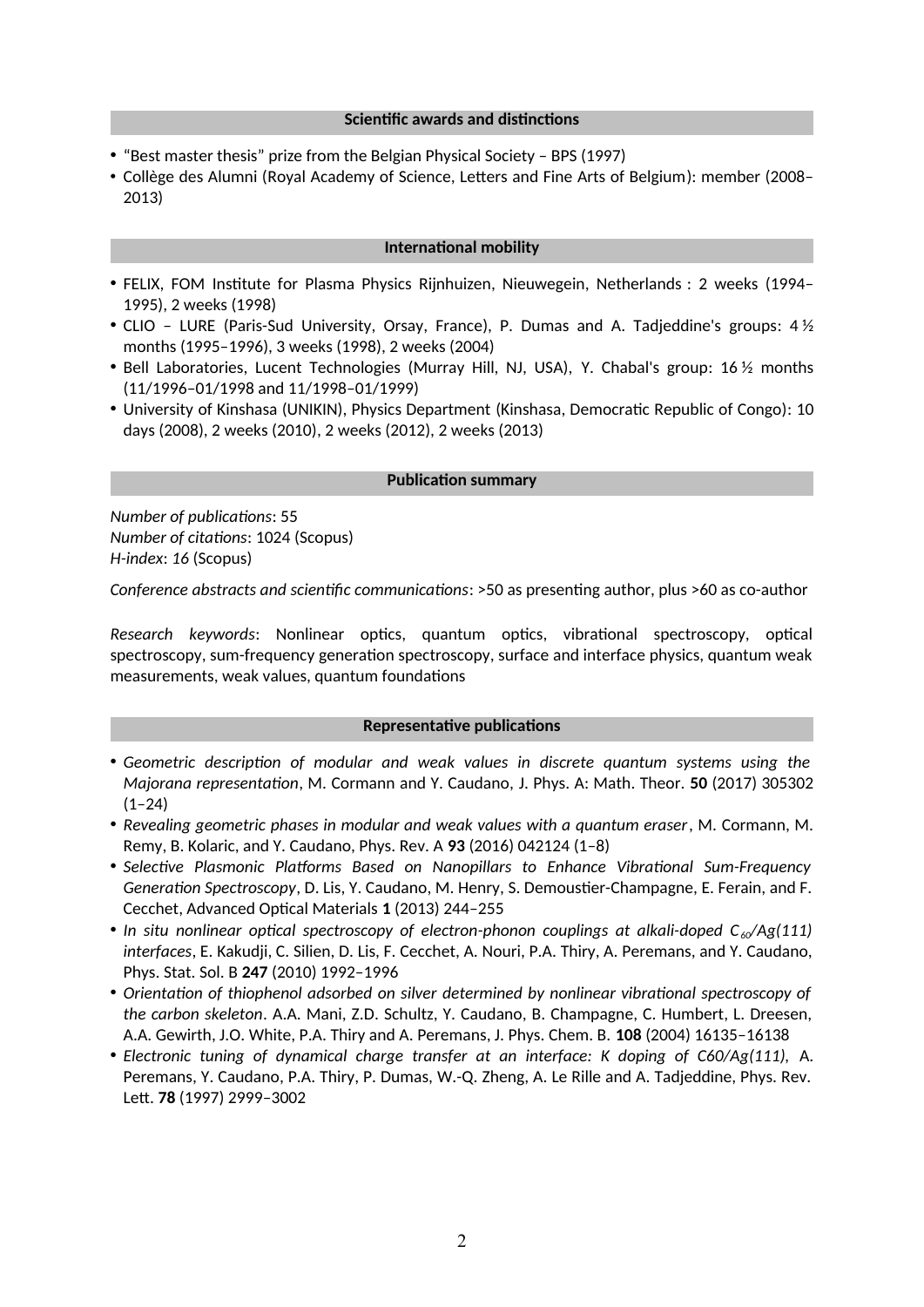## Scientific awards and distinctions

- "Best master thesis" prize from the Belgian Physical Society – BPS (1997)
- Collège des Alumni (Royal Academy of Science, Letters and Fine Arts of Belgium): member (2008–2013)

## International mobility

- FELIX, FOM Institute for Plasma Physics Rijnhuizen, Nieuwegein, Netherlands : 2 weeks (1994–1995), 2 weeks (1998)
- CLIO – LURE (Paris-Sud University, Orsay, France), P. Dumas and A. Tadjeddine's groups: 4 ½ months (1995–1996), 3 weeks (1998), 2 weeks (2004)
- Bell Laboratories, Lucent Technologies (Murray Hill, NJ, USA), Y. Chabal's group: 16 ½ months (11/1996–01/1998 and 11/1998–01/1999)
- University of Kinshasa (UNIKIN), Physics Department (Kinshasa, Democratic Republic of Congo): 10 days (2008), 2 weeks (2010), 2 weeks (2012), 2 weeks (2013)

## Publication summary

*Number of publications*: 55
*Number of citations*: 1024 (Scopus)
*H-index*: *16* (Scopus)

*Conference abstracts and scientific communications*: >50 as presenting author, plus >60 as co-author

*Research keywords*: Nonlinear optics, quantum optics, vibrational spectroscopy, optical spectroscopy, sum-frequency generation spectroscopy, surface and interface physics, quantum weak measurements, weak values, quantum foundations

## Representative publications

- *Geometric description of modular and weak values in discrete quantum systems using the Majorana representation*, M. Cormann and Y. Caudano, J. Phys. A: Math. Theor. **50** (2017) 305302 (1–24)
- *Revealing geometric phases in modular and weak values with a quantum eraser*, M. Cormann, M. Remy, B. Kolaric, and Y. Caudano, Phys. Rev. A **93** (2016) 042124 (1–8)
- *Selective Plasmonic Platforms Based on Nanopillars to Enhance Vibrational Sum-Frequency Generation Spectroscopy*, D. Lis, Y. Caudano, M. Henry, S. Demoustier-Champagne, E. Ferain, and F. Cecchet, Advanced Optical Materials **1** (2013) 244–255
- *In situ nonlinear optical spectroscopy of electron-phonon couplings at alkali-doped $C_{60}$/Ag(111) interfaces*, E. Kakudji, C. Silien, D. Lis, F. Cecchet, A. Nouri, P.A. Thiry, A. Peremans, and Y. Caudano, Phys. Stat. Sol. B **247** (2010) 1992–1996
- *Orientation of thiophenol adsorbed on silver determined by nonlinear vibrational spectroscopy of the carbon skeleton*. A.A. Mani, Z.D. Schultz, Y. Caudano, B. Champagne, C. Humbert, L. Dreesen, A.A. Gewirth, J.O. White, P.A. Thiry and A. Peremans, J. Phys. Chem. B. **108** (2004) 16135–16138
- *Electronic tuning of dynamical charge transfer at an interface: K doping of C60/Ag(111)*, A. Peremans, Y. Caudano, P.A. Thiry, P. Dumas, W.-Q. Zheng, A. Le Rille and A. Tadjeddine, Phys. Rev. Lett. **78** (1997) 2999–3002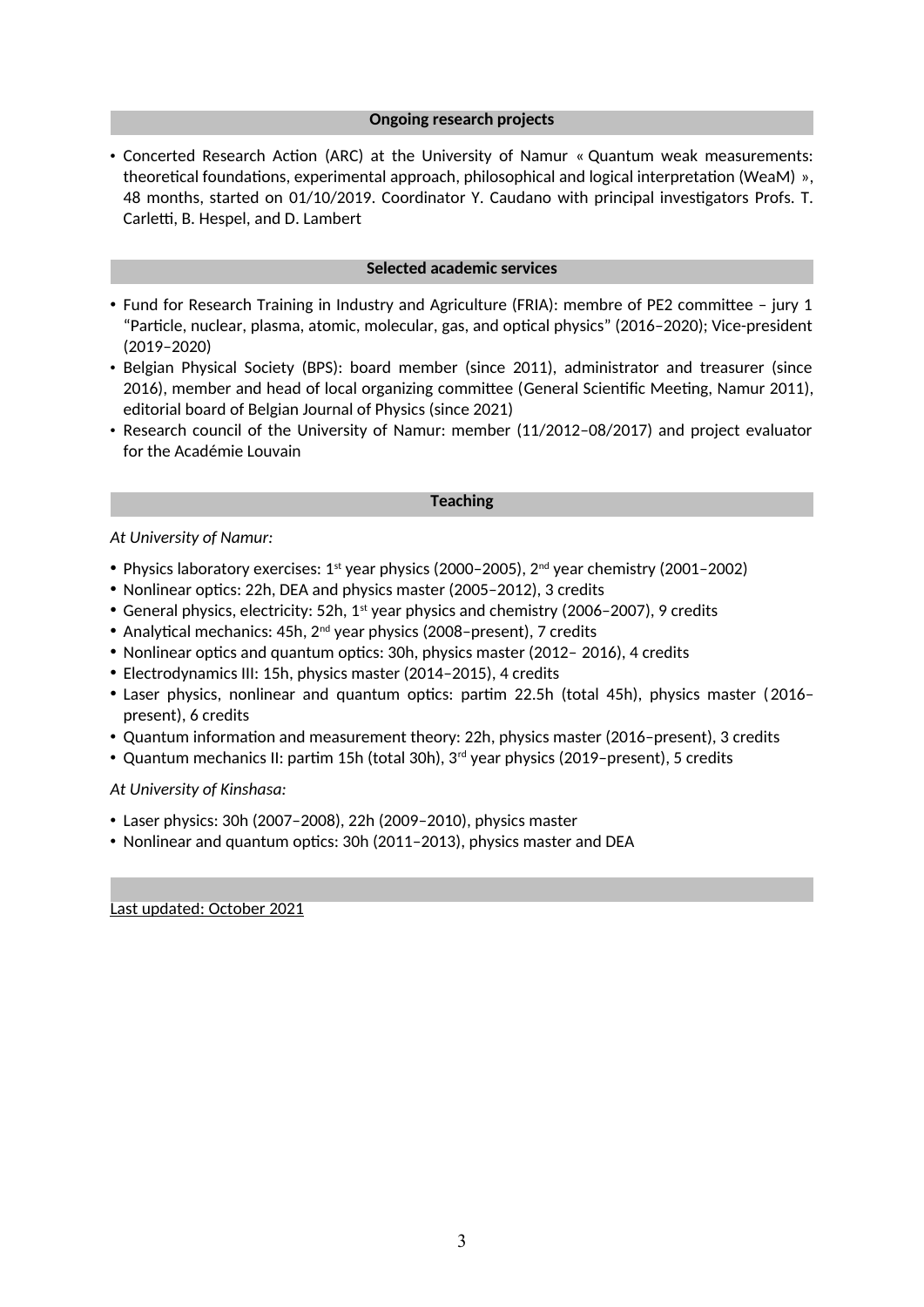## Ongoing research projects

- Concerted Research Action (ARC) at the University of Namur « Quantum weak measurements: theoretical foundations, experimental approach, philosophical and logical interpretation (WeaM) », 48 months, started on 01/10/2019. Coordinator Y. Caudano with principal investigators Profs. T. Carletti, B. Hespel, and D. Lambert

## Selected academic services

- Fund for Research Training in Industry and Agriculture (FRIA): membre of PE2 committee – jury 1 “Particle, nuclear, plasma, atomic, molecular, gas, and optical physics” (2016–2020); Vice-president (2019–2020)
- Belgian Physical Society (BPS): board member (since 2011), administrator and treasurer (since 2016), member and head of local organizing committee (General Scientific Meeting, Namur 2011), editorial board of Belgian Journal of Physics (since 2021)
- Research council of the University of Namur: member (11/2012–08/2017) and project evaluator for the Académie Louvain

## Teaching

*At University of Namur:*

- Physics laboratory exercises: 1st year physics (2000–2005), 2nd year chemistry (2001–2002)
- Nonlinear optics: 22h, DEA and physics master (2005–2012), 3 credits
- General physics, electricity: 52h, 1st year physics and chemistry (2006–2007), 9 credits
- Analytical mechanics: 45h, 2nd year physics (2008–present), 7 credits
- Nonlinear optics and quantum optics: 30h, physics master (2012– 2016), 4 credits
- Electrodynamics III: 15h, physics master (2014–2015), 4 credits
- Laser physics, nonlinear and quantum optics: partim 22.5h (total 45h), physics master (2016–present), 6 credits
- Quantum information and measurement theory: 22h, physics master (2016–present), 3 credits
- Quantum mechanics II: partim 15h (total 30h), 3rd year physics (2019–present), 5 credits

*At University of Kinshasa:*

- Laser physics: 30h (2007–2008), 22h (2009–2010), physics master
- Nonlinear and quantum optics: 30h (2011–2013), physics master and DEA

Last updated: October 2021